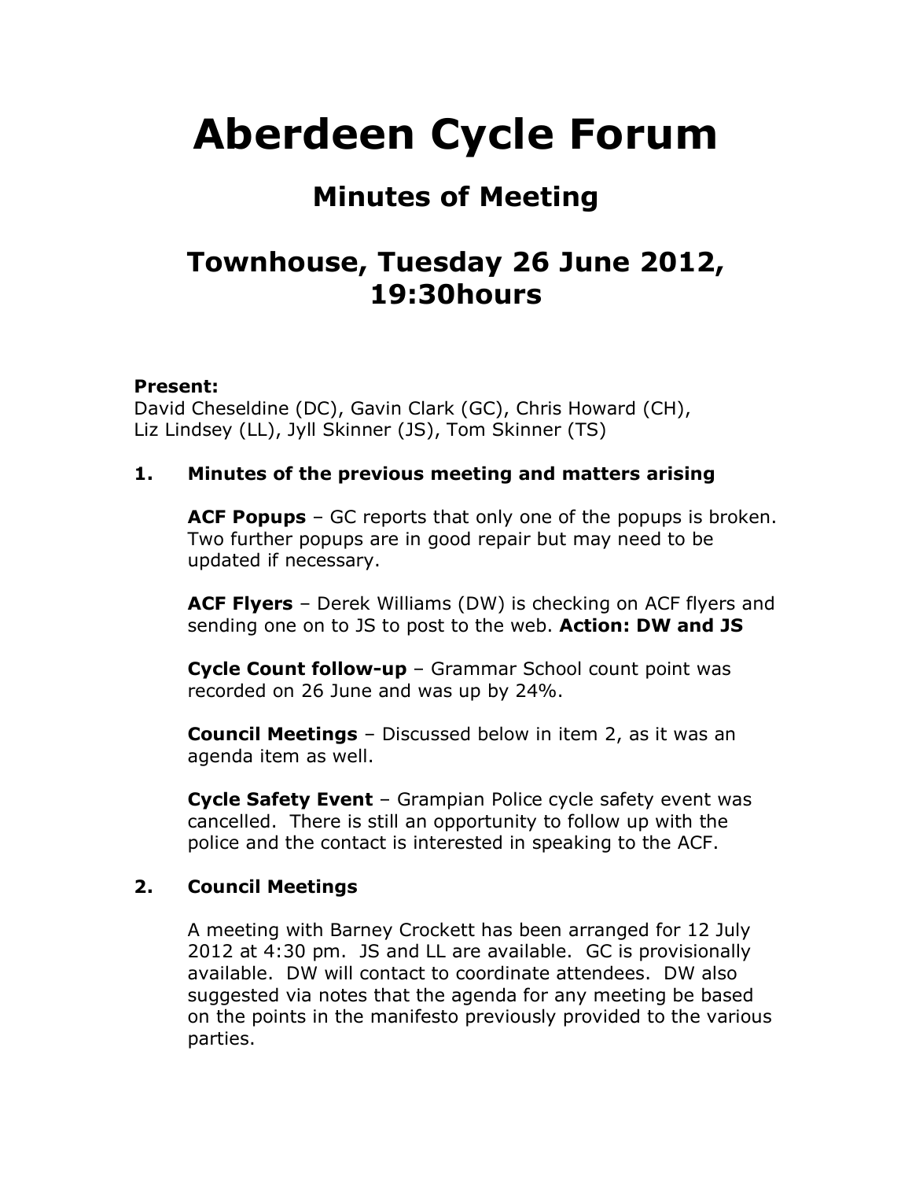# Aberdeen Cycle Forum

## Minutes of Meeting

## Townhouse, Tuesday 26 June 2012, 19:30hours

**Present:**
David Cheseldine (DC), Gavin Clark (GC), Chris Howard (CH), Liz Lindsey (LL), Jyll Skinner (JS), Tom Skinner (TS)

### 1. Minutes of the previous meeting and matters arising

**ACF Popups** – GC reports that only one of the popups is broken. Two further popups are in good repair but may need to be updated if necessary.

**ACF Flyers** – Derek Williams (DW) is checking on ACF flyers and sending one on to JS to post to the web. **Action: DW and JS**

**Cycle Count follow-up** – Grammar School count point was recorded on 26 June and was up by 24%.

**Council Meetings** – Discussed below in item 2, as it was an agenda item as well.

**Cycle Safety Event** – Grampian Police cycle safety event was cancelled. There is still an opportunity to follow up with the police and the contact is interested in speaking to the ACF.

### 2. Council Meetings

A meeting with Barney Crockett has been arranged for 12 July 2012 at 4:30 pm. JS and LL are available. GC is provisionally available. DW will contact to coordinate attendees. DW also suggested via notes that the agenda for any meeting be based on the points in the manifesto previously provided to the various parties.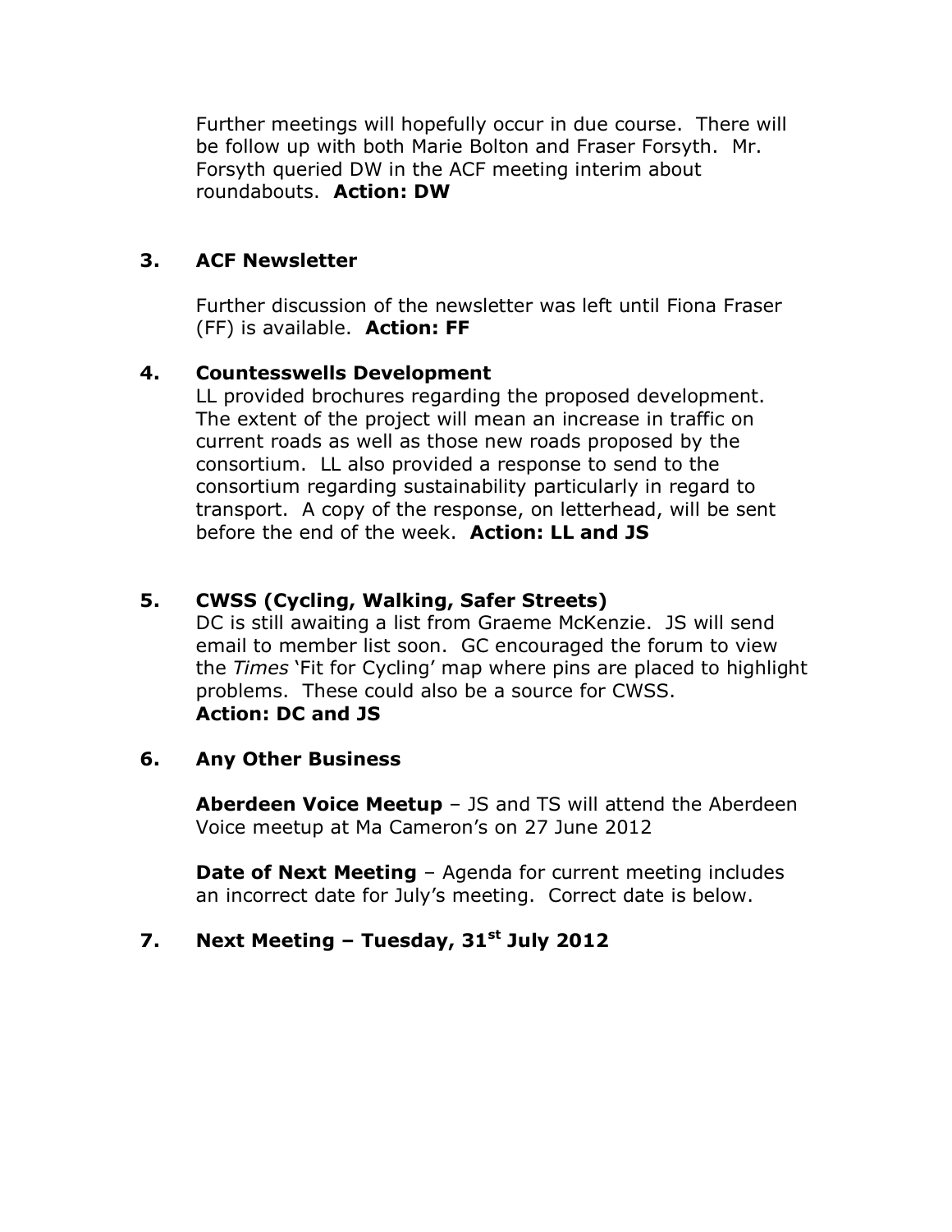Further meetings will hopefully occur in due course. There will be follow up with both Marie Bolton and Fraser Forsyth. Mr. Forsyth queried DW in the ACF meeting interim about roundabouts. **Action: DW**

## 3. ACF Newsletter

Further discussion of the newsletter was left until Fiona Fraser (FF) is available. **Action: FF**

## 4. Countesswells Development

LL provided brochures regarding the proposed development. The extent of the project will mean an increase in traffic on current roads as well as those new roads proposed by the consortium. LL also provided a response to send to the consortium regarding sustainability particularly in regard to transport. A copy of the response, on letterhead, will be sent before the end of the week. **Action: LL and JS**

## 5. CWSS (Cycling, Walking, Safer Streets)

DC is still awaiting a list from Graeme McKenzie. JS will send email to member list soon. GC encouraged the forum to view the *Times* 'Fit for Cycling' map where pins are placed to highlight problems. These could also be a source for CWSS.
**Action: DC and JS**

## 6. Any Other Business

**Aberdeen Voice Meetup** – JS and TS will attend the Aberdeen Voice meetup at Ma Cameron's on 27 June 2012

**Date of Next Meeting** – Agenda for current meeting includes an incorrect date for July's meeting. Correct date is below.

## 7. Next Meeting – Tuesday, 31st July 2012